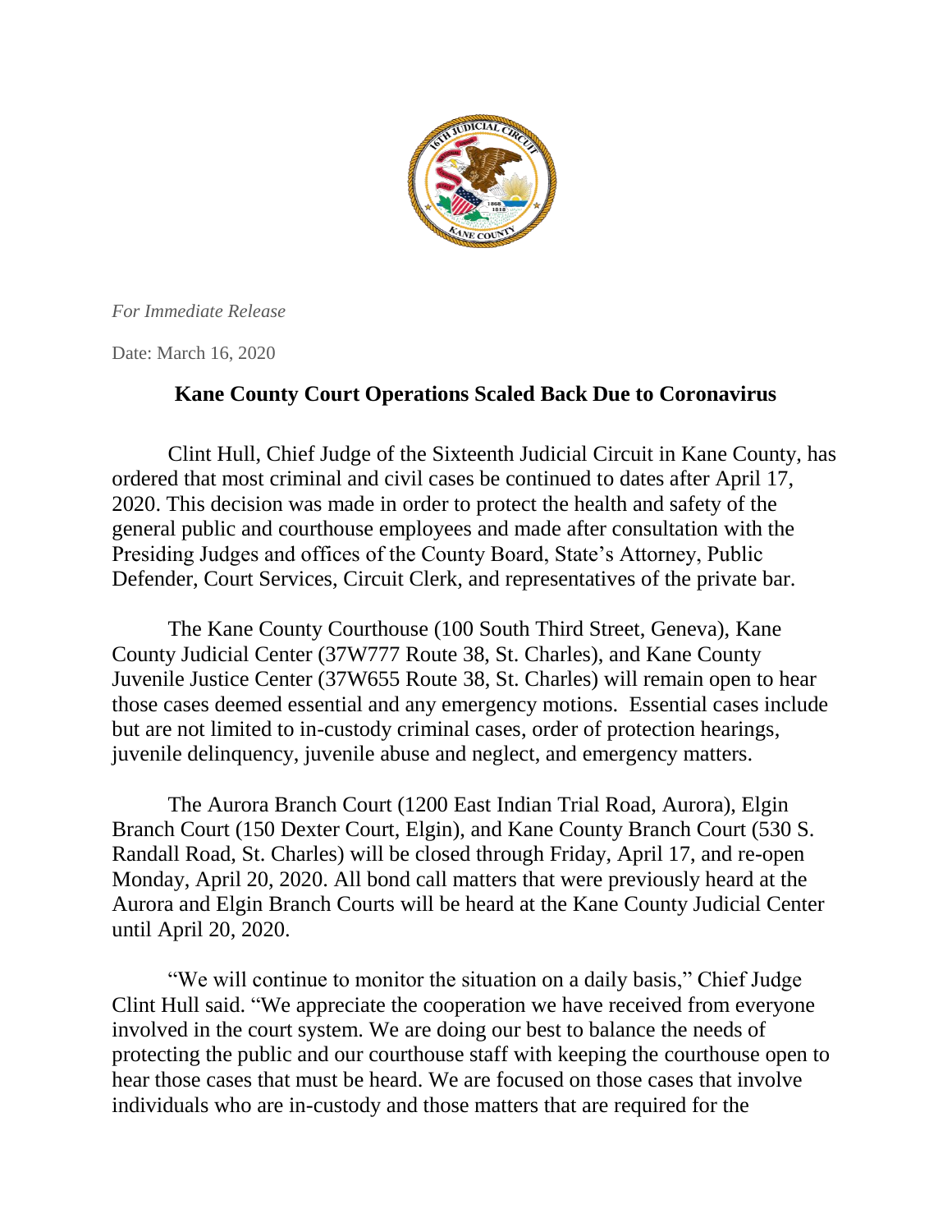*For Immediate Release*

Date: March 16, 2020

**Kane County Court Operations Scaled Back Due to Coronavirus**

Clint Hull, Chief Judge of the Sixteenth Judicial Circuit in Kane County, has ordered that most criminal and civil cases be continued to dates after April 17, 2020. This decision was made in order to protect the health and safety of the general public and courthouse employees and made after consultation with the Presiding Judges and offices of the County Board, State's Attorney, Public Defender, Court Services, Circuit Clerk, and representatives of the private bar.

The Kane County Courthouse (100 South Third Street, Geneva), Kane County Judicial Center (37W777 Route 38, St. Charles), and Kane County Juvenile Justice Center (37W655 Route 38, St. Charles) will remain open to hear those cases deemed essential and any emergency motions. Essential cases include but are not limited to in-custody criminal cases, order of protection hearings, juvenile delinquency, juvenile abuse and neglect, and emergency matters.

The Aurora Branch Court (1200 East Indian Trial Road, Aurora), Elgin Branch Court (150 Dexter Court, Elgin), and Kane County Branch Court (530 S. Randall Road, St. Charles) will be closed through Friday, April 17, and re-open Monday, April 20, 2020. All bond call matters that were previously heard at the Aurora and Elgin Branch Courts will be heard at the Kane County Judicial Center until April 20, 2020.

"We will continue to monitor the situation on a daily basis," Chief Judge Clint Hull said. "We appreciate the cooperation we have received from everyone involved in the court system. We are doing our best to balance the needs of protecting the public and our courthouse staff with keeping the courthouse open to hear those cases that must be heard. We are focused on those cases that involve individuals who are in-custody and those matters that are required for the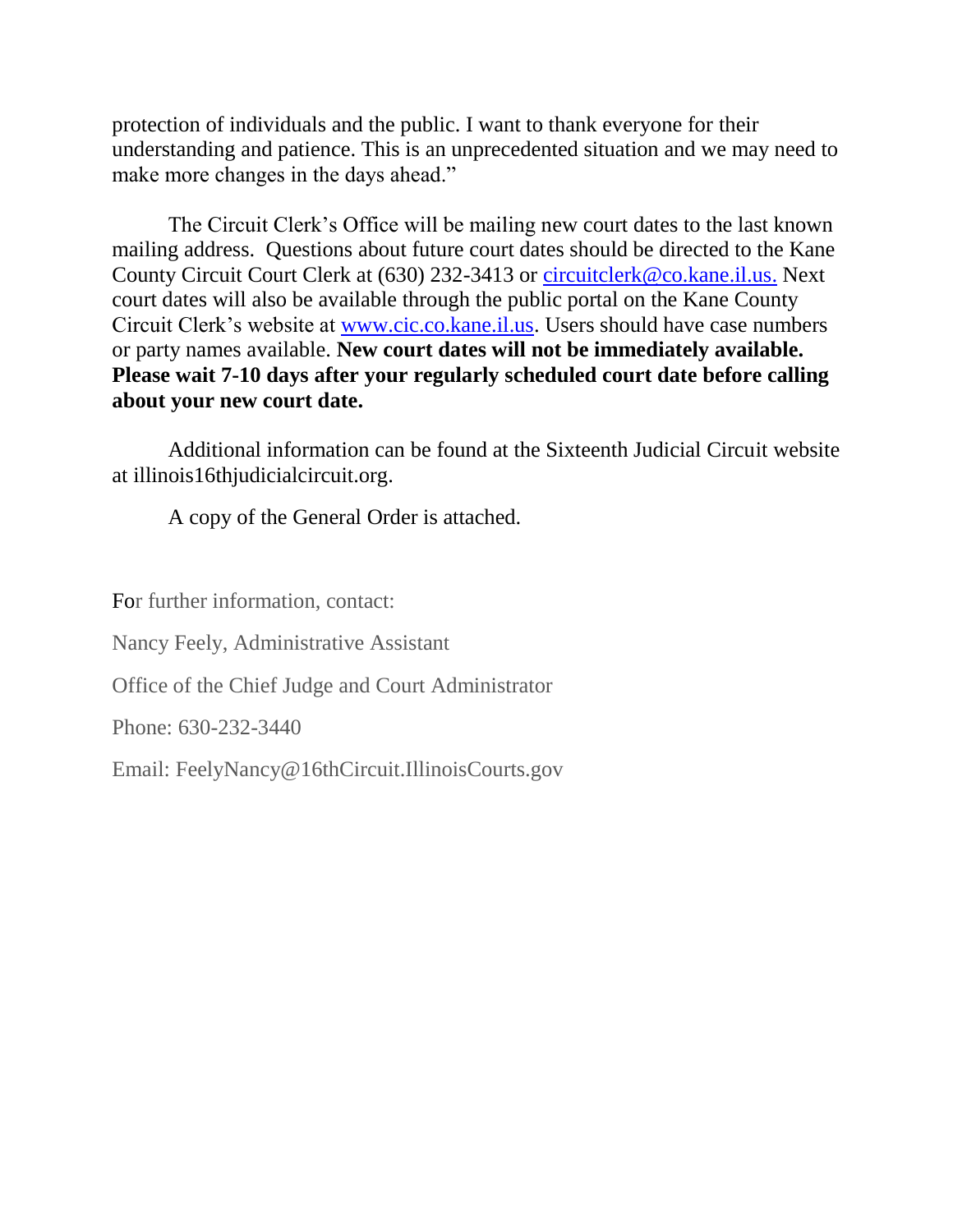protection of individuals and the public. I want to thank everyone for their understanding and patience. This is an unprecedented situation and we may need to make more changes in the days ahead."

The Circuit Clerk's Office will be mailing new court dates to the last known mailing address. Questions about future court dates should be directed to the Kane County Circuit Court Clerk at (630) 232-3413 or circuitclerk@co.kane.il.us. Next court dates will also be available through the public portal on the Kane County Circuit Clerk's website at www.cic.co.kane.il.us. Users should have case numbers or party names available. **New court dates will not be immediately available. Please wait 7-10 days after your regularly scheduled court date before calling about your new court date.**

Additional information can be found at the Sixteenth Judicial Circuit website at illinois16thjudicialcircuit.org.

A copy of the General Order is attached.

For further information, contact:

Nancy Feely, Administrative Assistant

Office of the Chief Judge and Court Administrator

Phone: 630-232-3440

Email: FeelyNancy@16thCircuit.IllinoisCourts.gov